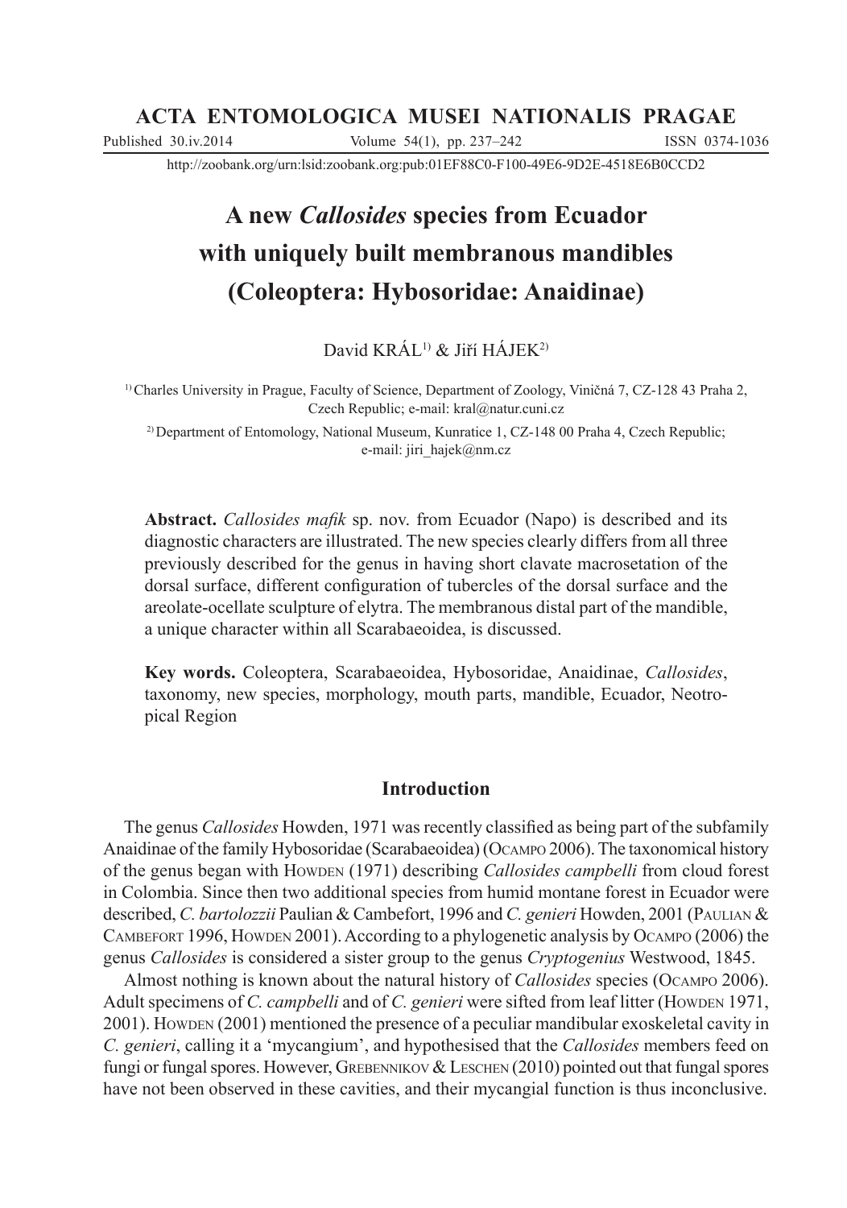# A new *Callosides* species from Ecuador with uniquely built membranous mandibles (Coleoptera: Hybosoridae: Anaidinae)

David KRÁL[1] & Jiří HÁJEK[2]

[1] Charles University in Prague, Faculty of Science, Department of Zoology, Viničná 7, CZ-128 43 Praha 2, Czech Republic; e-mail: kral@natur.cuni.cz

[2] Department of Entomology, National Museum, Kunratice 1, CZ-148 00 Praha 4, Czech Republic; e-mail: jiri_hajek@nm.cz

**Abstract.** *Callosides mafik* sp. nov. from Ecuador (Napo) is described and its diagnostic characters are illustrated. The new species clearly differs from all three previously described for the genus in having short clavate macrosetation of the dorsal surface, different configuration of tubercles of the dorsal surface and the areolate-ocellate sculpture of elytra. The membranous distal part of the mandible, a unique character within all Scarabaeoidea, is discussed.

**Key words.** Coleoptera, Scarabaeoidea, Hybosoridae, Anaidinae, *Callosides*, taxonomy, new species, morphology, mouth parts, mandible, Ecuador, Neotropical Region

## Introduction

The genus *Callosides* Howden, 1971 was recently classified as being part of the subfamily Anaidinae of the family Hybosoridae (Scarabaeoidea) (Ocampo 2006). The taxonomical history of the genus began with Howden (1971) describing *Callosides campbelli* from cloud forest in Colombia. Since then two additional species from humid montane forest in Ecuador were described, *C. bartolozzii* Paulian & Cambefort, 1996 and *C. genieri* Howden, 2001 (Paulian & Cambefort 1996, Howden 2001). According to a phylogenetic analysis by Ocampo (2006) the genus *Callosides* is considered a sister group to the genus *Cryptogenius* Westwood, 1845.

Almost nothing is known about the natural history of *Callosides* species (Ocampo 2006). Adult specimens of *C. campbelli* and of *C. genieri* were sifted from leaf litter (Howden 1971, 2001). Howden (2001) mentioned the presence of a peculiar mandibular exoskeletal cavity in *C. genieri*, calling it a 'mycangium', and hypothesised that the *Callosides* members feed on fungi or fungal spores. However, Grebennikov & Leschen (2010) pointed out that fungal spores have not been observed in these cavities, and their mycangial function is thus inconclusive.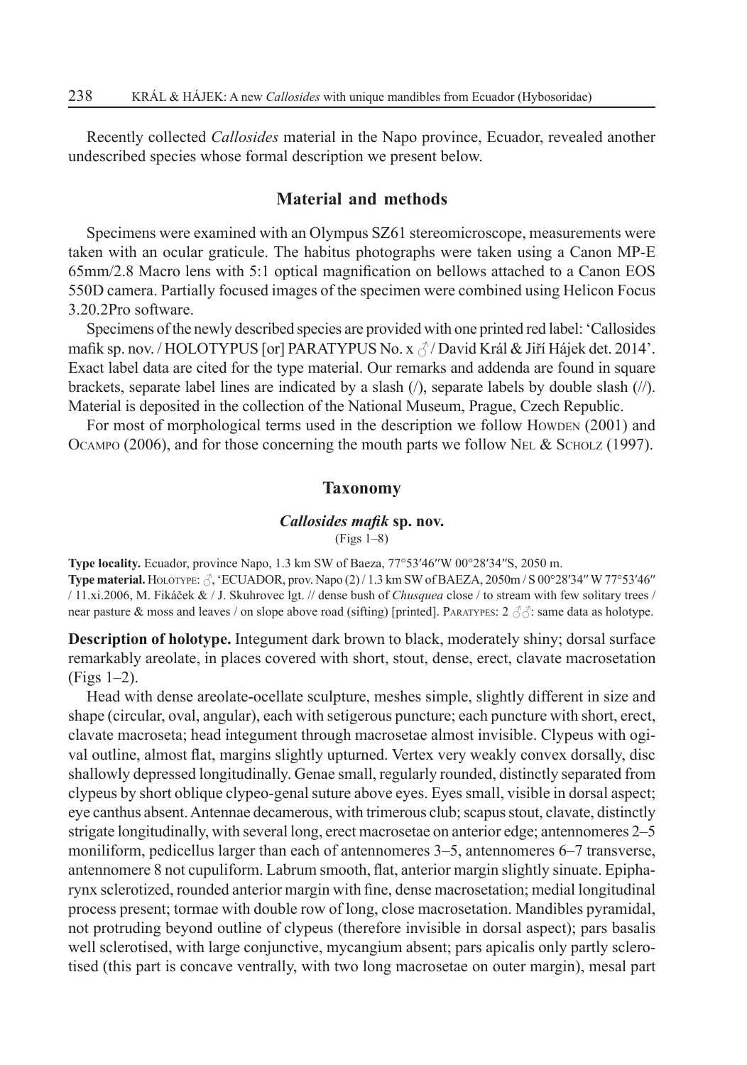Recently collected *Callosides* material in the Napo province, Ecuador, revealed another undescribed species whose formal description we present below.

## Material and methods

Specimens were examined with an Olympus SZ61 stereomicroscope, measurements were taken with an ocular graticule. The habitus photographs were taken using a Canon MP-E 65mm/2.8 Macro lens with 5:1 optical magnification on bellows attached to a Canon EOS 550D camera. Partially focused images of the specimen were combined using Helicon Focus 3.20.2Pro software.

Specimens of the newly described species are provided with one printed red label: 'Callosides mafik sp. nov. / HOLOTYPUS [or] PARATYPUS No. x ♂ / David Král & Jiří Hájek det. 2014'. Exact label data are cited for the type material. Our remarks and addenda are found in square brackets, separate label lines are indicated by a slash (/), separate labels by double slash (//). Material is deposited in the collection of the National Museum, Prague, Czech Republic.

For most of morphological terms used in the description we follow Howden (2001) and Ocampo (2006), and for those concerning the mouth parts we follow Nel & Scholz (1997).

## Taxonomy

### *Callosides mafik* sp. nov.

(Figs 1–8)

**Type locality.** Ecuador, province Napo, 1.3 km SW of Baeza, 77°53′46″W 00°28′34″S, 2050 m.

**Type material.** Holotype: ♂, 'ECUADOR, prov. Napo (2) / 1.3 km SW of BAEZA, 2050m / S 00°28′34″ W 77°53′46″ / 11.xi.2006, M. Fikáček & / J. Skuhrovec lgt. // dense bush of *Chusquea* close / to stream with few solitary trees / near pasture & moss and leaves / on slope above road (sifting) [printed]. Paratypes: 2 ♂♂: same data as holotype.

**Description of holotype.** Integument dark brown to black, moderately shiny; dorsal surface remarkably areolate, in places covered with short, stout, dense, erect, clavate macrosetation (Figs 1–2).

Head with dense areolate-ocellate sculpture, meshes simple, slightly different in size and shape (circular, oval, angular), each with setigerous puncture; each puncture with short, erect, clavate macroseta; head integument through macrosetae almost invisible. Clypeus with ogival outline, almost flat, margins slightly upturned. Vertex very weakly convex dorsally, disc shallowly depressed longitudinally. Genae small, regularly rounded, distinctly separated from clypeus by short oblique clypeo-genal suture above eyes. Eyes small, visible in dorsal aspect; eye canthus absent. Antennae decamerous, with trimerous club; scapus stout, clavate, distinctly strigate longitudinally, with several long, erect macrosetae on anterior edge; antennomeres 2–5 moniliform, pedicellus larger than each of antennomeres 3–5, antennomeres 6–7 transverse, antennomere 8 not cupuliform. Labrum smooth, flat, anterior margin slightly sinuate. Epipharynx sclerotized, rounded anterior margin with fine, dense macrosetation; medial longitudinal process present; tormae with double row of long, close macrosetation. Mandibles pyramidal, not protruding beyond outline of clypeus (therefore invisible in dorsal aspect); pars basalis well sclerotised, with large conjunctive, mycangium absent; pars apicalis only partly sclerotised (this part is concave ventrally, with two long macrosetae on outer margin), mesal part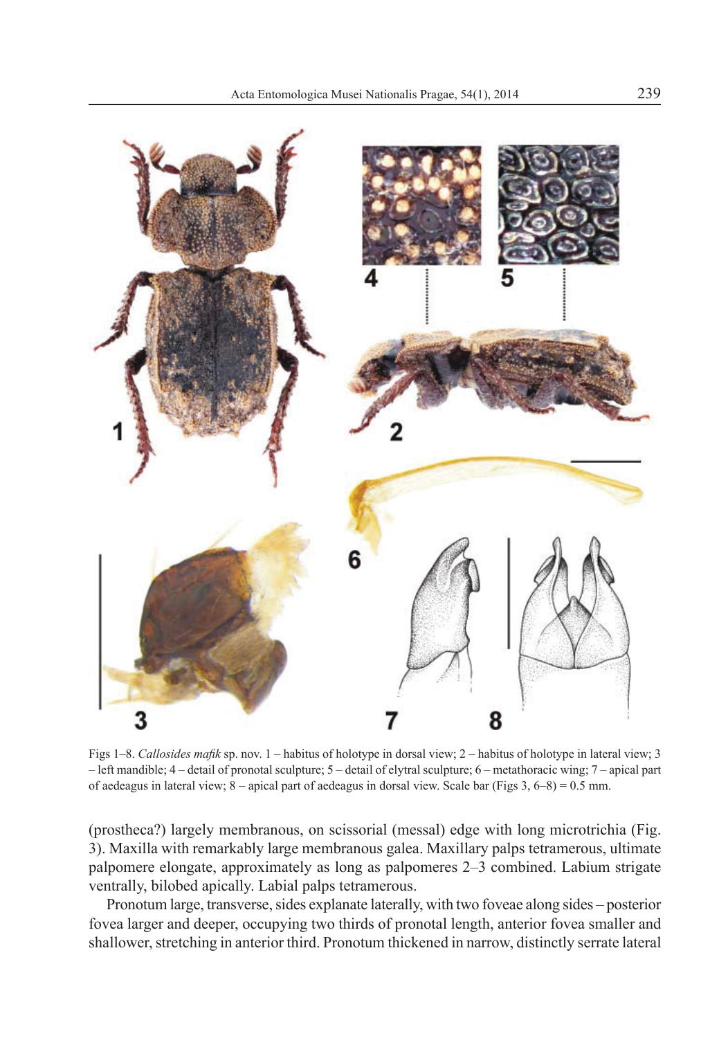Figs 1–8. *Callosides mafik* sp. nov. 1 – habitus of holotype in dorsal view; 2 – habitus of holotype in lateral view; 3 – left mandible; 4 – detail of pronotal sculpture; 5 – detail of elytral sculpture; 6 – metathoracic wing; 7 – apical part of aedeagus in lateral view; 8 – apical part of aedeagus in dorsal view. Scale bar (Figs 3, 6–8) = 0.5 mm.

(prostheca?) largely membranous, on scissorial (messal) edge with long microtrichia (Fig. 3). Maxilla with remarkably large membranous galea. Maxillary palps tetramerous, ultimate palpomere elongate, approximately as long as palpomeres 2–3 combined. Labium strigate ventrally, bilobed apically. Labial palps tetramerous.

Pronotum large, transverse, sides explanate laterally, with two foveae along sides – posterior fovea larger and deeper, occupying two thirds of pronotal length, anterior fovea smaller and shallower, stretching in anterior third. Pronotum thickened in narrow, distinctly serrate lateral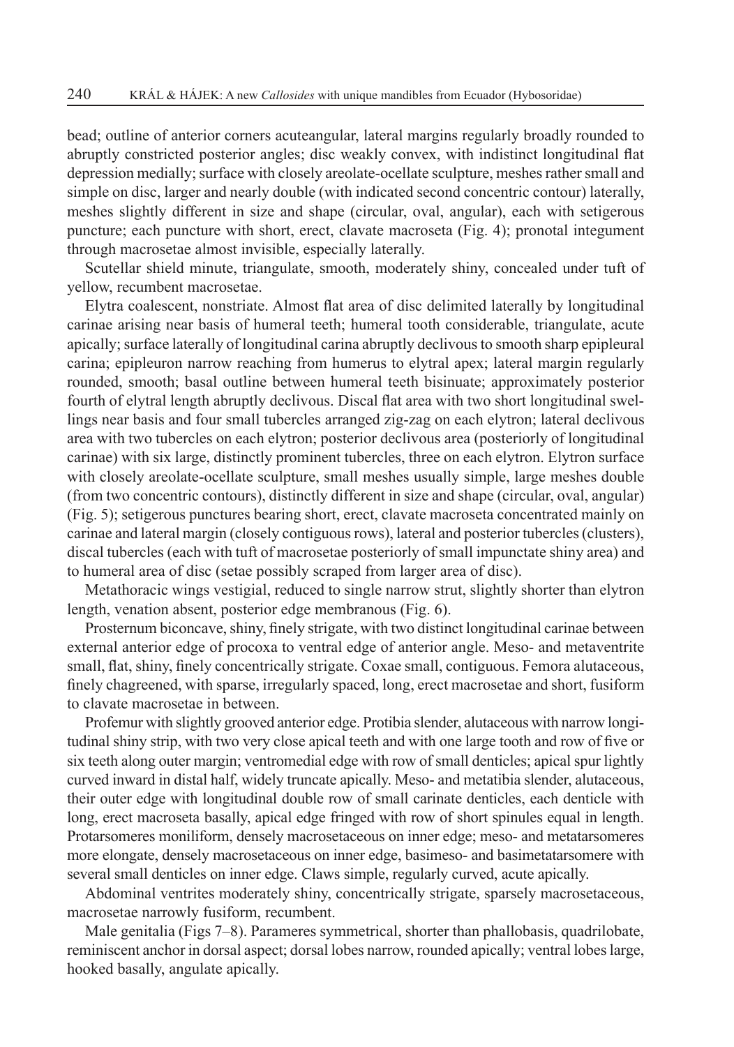bead; outline of anterior corners acuteangular, lateral margins regularly broadly rounded to abruptly constricted posterior angles; disc weakly convex, with indistinct longitudinal flat depression medially; surface with closely areolate-ocellate sculpture, meshes rather small and simple on disc, larger and nearly double (with indicated second concentric contour) laterally, meshes slightly different in size and shape (circular, oval, angular), each with setigerous puncture; each puncture with short, erect, clavate macroseta (Fig. 4); pronotal integument through macrosetae almost invisible, especially laterally.

Scutellar shield minute, triangulate, smooth, moderately shiny, concealed under tuft of yellow, recumbent macrosetae.

Elytra coalescent, nonstriate. Almost flat area of disc delimited laterally by longitudinal carinae arising near basis of humeral teeth; humeral tooth considerable, triangulate, acute apically; surface laterally of longitudinal carina abruptly declivous to smooth sharp epipleural carina; epipleuron narrow reaching from humerus to elytral apex; lateral margin regularly rounded, smooth; basal outline between humeral teeth bisinuate; approximately posterior fourth of elytral length abruptly declivous. Discal flat area with two short longitudinal swellings near basis and four small tubercles arranged zig-zag on each elytron; lateral declivous area with two tubercles on each elytron; posterior declivous area (posteriorly of longitudinal carinae) with six large, distinctly prominent tubercles, three on each elytron. Elytron surface with closely areolate-ocellate sculpture, small meshes usually simple, large meshes double (from two concentric contours), distinctly different in size and shape (circular, oval, angular) (Fig. 5); setigerous punctures bearing short, erect, clavate macroseta concentrated mainly on carinae and lateral margin (closely contiguous rows), lateral and posterior tubercles (clusters), discal tubercles (each with tuft of macrosetae posteriorly of small impunctate shiny area) and to humeral area of disc (setae possibly scraped from larger area of disc).

Metathoracic wings vestigial, reduced to single narrow strut, slightly shorter than elytron length, venation absent, posterior edge membranous (Fig. 6).

Prosternum biconcave, shiny, finely strigate, with two distinct longitudinal carinae between external anterior edge of procoxa to ventral edge of anterior angle. Meso- and metaventrite small, flat, shiny, finely concentrically strigate. Coxae small, contiguous. Femora alutaceous, finely chagreened, with sparse, irregularly spaced, long, erect macrosetae and short, fusiform to clavate macrosetae in between.

Profemur with slightly grooved anterior edge. Protibia slender, alutaceous with narrow longitudinal shiny strip, with two very close apical teeth and with one large tooth and row of five or six teeth along outer margin; ventromedial edge with row of small denticles; apical spur lightly curved inward in distal half, widely truncate apically. Meso- and metatibia slender, alutaceous, their outer edge with longitudinal double row of small carinate denticles, each denticle with long, erect macroseta basally, apical edge fringed with row of short spinules equal in length. Protarsomeres moniliform, densely macrosetaceous on inner edge; meso- and metatarsomeres more elongate, densely macrosetaceous on inner edge, basimeso- and basimetatarsomere with several small denticles on inner edge. Claws simple, regularly curved, acute apically.

Abdominal ventrites moderately shiny, concentrically strigate, sparsely macrosetaceous, macrosetae narrowly fusiform, recumbent.

Male genitalia (Figs 7–8). Parameres symmetrical, shorter than phallobasis, quadrilobate, reminiscent anchor in dorsal aspect; dorsal lobes narrow, rounded apically; ventral lobes large, hooked basally, angulate apically.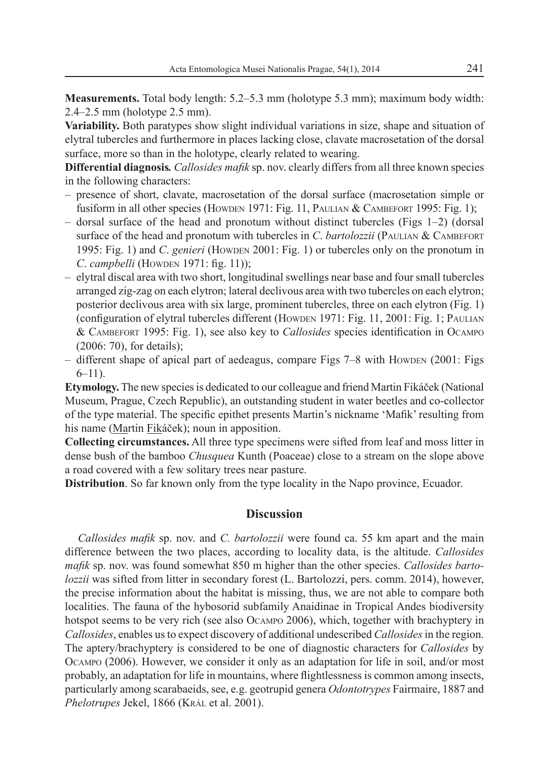**Measurements.** Total body length: 5.2–5.3 mm (holotype 5.3 mm); maximum body width: 2.4–2.5 mm (holotype 2.5 mm).

**Variability.** Both paratypes show slight individual variations in size, shape and situation of elytral tubercles and furthermore in places lacking close, clavate macrosetation of the dorsal surface, more so than in the holotype, clearly related to wearing.

**Differential diagnosis.** *Callosides mafik* sp. nov. clearly differs from all three known species in the following characters:

– presence of short, clavate, macrosetation of the dorsal surface (macrosetation simple or fusiform in all other species (Howden 1971: Fig. 11, Paulian & Cambefort 1995: Fig. 1);

– dorsal surface of the head and pronotum without distinct tubercles (Figs 1–2) (dorsal surface of the head and pronotum with tubercles in *C. bartolozzii* (Paulian & Cambefort 1995: Fig. 1) and *C. genieri* (Howden 2001: Fig. 1) or tubercles only on the pronotum in *C. campbelli* (Howden 1971: fig. 11));

– elytral discal area with two short, longitudinal swellings near base and four small tubercles arranged zig-zag on each elytron; lateral declivous area with two tubercles on each elytron; posterior declivous area with six large, prominent tubercles, three on each elytron (Fig. 1) (configuration of elytral tubercles different (Howden 1971: Fig. 11, 2001: Fig. 1; Paulian & Cambefort 1995: Fig. 1), see also key to *Callosides* species identification in Ocampo (2006: 70), for details);

– different shape of apical part of aedeagus, compare Figs 7–8 with Howden (2001: Figs 6–11).

**Etymology.** The new species is dedicated to our colleague and friend Martin Fikáček (National Museum, Prague, Czech Republic), an outstanding student in water beetles and co-collector of the type material. The specific epithet presents Martin's nickname 'Mafik' resulting from his name (Martin Fikáček); noun in apposition.

**Collecting circumstances.** All three type specimens were sifted from leaf and moss litter in dense bush of the bamboo *Chusquea* Kunth (Poaceae) close to a stream on the slope above a road covered with a few solitary trees near pasture.

**Distribution**. So far known only from the type locality in the Napo province, Ecuador.

## Discussion

*Callosides mafik* sp. nov. and *C. bartolozzii* were found ca. 55 km apart and the main difference between the two places, according to locality data, is the altitude. *Callosides mafik* sp. nov. was found somewhat 850 m higher than the other species. *Callosides bartolozzii* was sifted from litter in secondary forest (L. Bartolozzi, pers. comm. 2014), however, the precise information about the habitat is missing, thus, we are not able to compare both localities. The fauna of the hybosorid subfamily Anaidinae in Tropical Andes biodiversity hotspot seems to be very rich (see also Ocampo 2006), which, together with brachyptery in *Callosides*, enables us to expect discovery of additional undescribed *Callosides* in the region. The aptery/brachyptery is considered to be one of diagnostic characters for *Callosides* by Ocampo (2006). However, we consider it only as an adaptation for life in soil, and/or most probably, an adaptation for life in mountains, where flightlessness is common among insects, particularly among scarabaeids, see, e.g. geotrupid genera *Odontotrypes* Fairmaire, 1887 and *Phelotrupes* Jekel, 1866 (Král et al. 2001).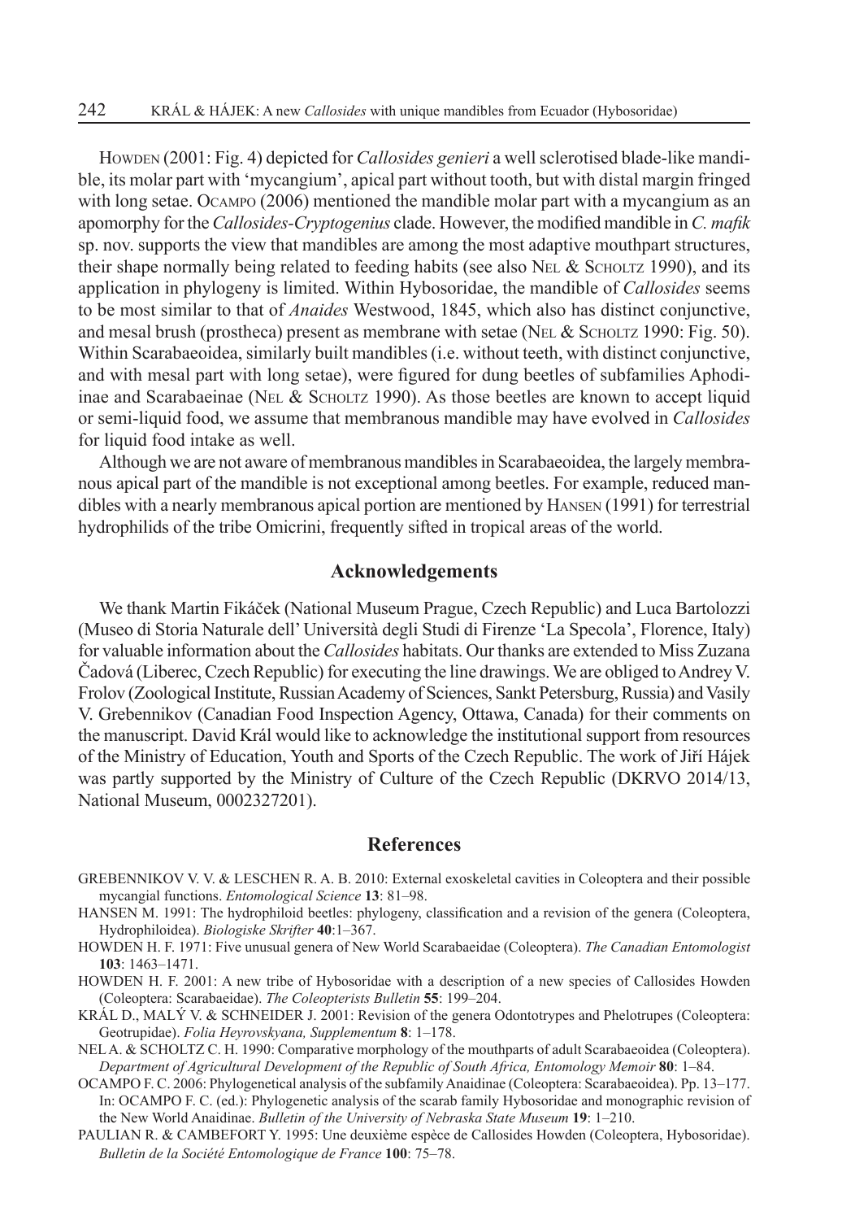HOWDEN (2001: Fig. 4) depicted for *Callosides genieri* a well sclerotised blade-like mandible, its molar part with 'mycangium', apical part without tooth, but with distal margin fringed with long setae. OCAMPO (2006) mentioned the mandible molar part with a mycangium as an apomorphy for the *Callosides*-*Cryptogenius* clade. However, the modified mandible in *C. mafik* sp. nov. supports the view that mandibles are among the most adaptive mouthpart structures, their shape normally being related to feeding habits (see also NEL & SCHOLTZ 1990), and its application in phylogeny is limited. Within Hybosoridae, the mandible of *Callosides* seems to be most similar to that of *Anaides* Westwood, 1845, which also has distinct conjunctive, and mesal brush (prostheca) present as membrane with setae (NEL & SCHOLTZ 1990: Fig. 50). Within Scarabaeoidea, similarly built mandibles (i.e. without teeth, with distinct conjunctive, and with mesal part with long setae), were figured for dung beetles of subfamilies Aphodiinae and Scarabaeinae (NEL & SCHOLTZ 1990). As those beetles are known to accept liquid or semi-liquid food, we assume that membranous mandible may have evolved in *Callosides* for liquid food intake as well.

Although we are not aware of membranous mandibles in Scarabaeoidea, the largely membranous apical part of the mandible is not exceptional among beetles. For example, reduced mandibles with a nearly membranous apical portion are mentioned by HANSEN (1991) for terrestrial hydrophilids of the tribe Omicrini, frequently sifted in tropical areas of the world.

## Acknowledgements

We thank Martin Fikáček (National Museum Prague, Czech Republic) and Luca Bartolozzi (Museo di Storia Naturale dell' Università degli Studi di Firenze 'La Specola', Florence, Italy) for valuable information about the *Callosides* habitats. Our thanks are extended to Miss Zuzana Čadová (Liberec, Czech Republic) for executing the line drawings. We are obliged to Andrey V. Frolov (Zoological Institute, Russian Academy of Sciences, Sankt Petersburg, Russia) and Vasily V. Grebennikov (Canadian Food Inspection Agency, Ottawa, Canada) for their comments on the manuscript. David Král would like to acknowledge the institutional support from resources of the Ministry of Education, Youth and Sports of the Czech Republic. The work of Jiří Hájek was partly supported by the Ministry of Culture of the Czech Republic (DKRVO 2014/13, National Museum, 0002327201).

## References

GREBENNIKOV V. V. & LESCHEN R. A. B. 2010: External exoskeletal cavities in Coleoptera and their possible mycangial functions. *Entomological Science* **13**: 81–98.

HANSEN M. 1991: The hydrophiloid beetles: phylogeny, classification and a revision of the genera (Coleoptera, Hydrophiloidea). *Biologiske Skrifter* **40**:1–367.

HOWDEN H. F. 1971: Five unusual genera of New World Scarabaeidae (Coleoptera). *The Canadian Entomologist* **103**: 1463–1471.

HOWDEN H. F. 2001: A new tribe of Hybosoridae with a description of a new species of Callosides Howden (Coleoptera: Scarabaeidae). *The Coleopterists Bulletin* **55**: 199–204.

KRÁL D., MALÝ V. & SCHNEIDER J. 2001: Revision of the genera Odontotrypes and Phelotrupes (Coleoptera: Geotrupidae). *Folia Heyrovskyana, Supplementum* **8**: 1–178.

NEL A. & SCHOLTZ C. H. 1990: Comparative morphology of the mouthparts of adult Scarabaeoidea (Coleoptera). *Department of Agricultural Development of the Republic of South Africa, Entomology Memoir* **80**: 1–84.

OCAMPO F. C. 2006: Phylogenetical analysis of the subfamily Anaidinae (Coleoptera: Scarabaeoidea). Pp. 13–177. In: OCAMPO F. C. (ed.): Phylogenetic analysis of the scarab family Hybosoridae and monographic revision of the New World Anaidinae. *Bulletin of the University of Nebraska State Museum* **19**: 1–210.

PAULIAN R. & CAMBEFORT Y. 1995: Une deuxième espèce de Callosides Howden (Coleoptera, Hybosoridae). *Bulletin de la Société Entomologique de France* **100**: 75–78.